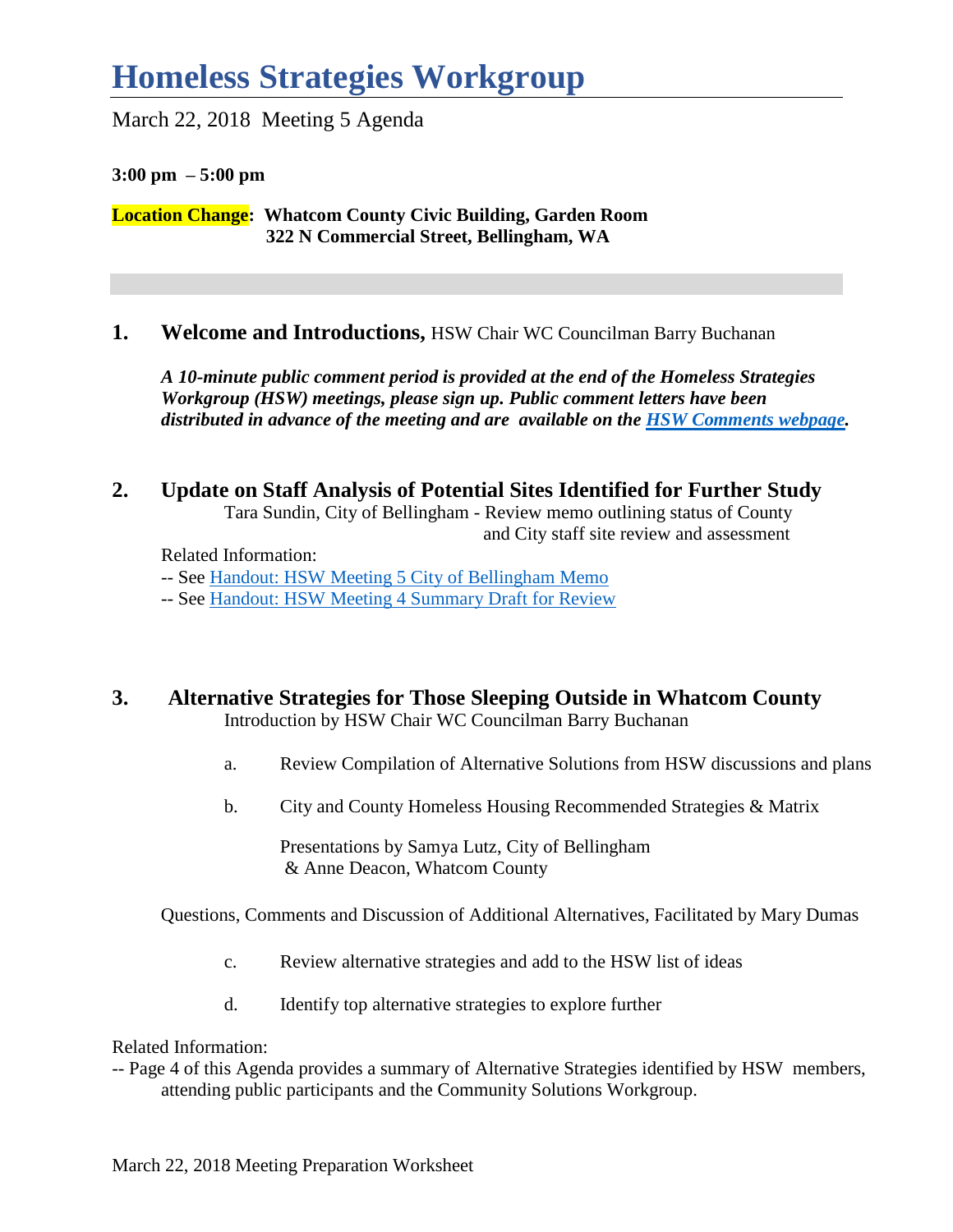# Homeless Strategies Workgroup

March 22, 2018 Meeting 5 Agenda

**3:00 pm – 5:00 pm**

**Location Change: Whatcom County Civic Building, Garden Room**
**322 N Commercial Street, Bellingham, WA**

**1. Welcome and Introductions,** HSW Chair WC Councilman Barry Buchanan

***A 10-minute public comment period is provided at the end of the Homeless Strategies Workgroup (HSW) meetings, please sign up. Public comment letters have been distributed in advance of the meeting and are available on the HSW Comments webpage.***

**2. Update on Staff Analysis of Potential Sites Identified for Further Study**

Tara Sundin, City of Bellingham - Review memo outlining status of County and City staff site review and assessment

Related Information:

-- See Handout: HSW Meeting 5 City of Bellingham Memo

-- See Handout: HSW Meeting 4 Summary Draft for Review

**3. Alternative Strategies for Those Sleeping Outside in Whatcom County**

Introduction by HSW Chair WC Councilman Barry Buchanan

a. Review Compilation of Alternative Solutions from HSW discussions and plans

b. City and County Homeless Housing Recommended Strategies & Matrix

Presentations by Samya Lutz, City of Bellingham & Anne Deacon, Whatcom County

Questions, Comments and Discussion of Additional Alternatives, Facilitated by Mary Dumas

c. Review alternative strategies and add to the HSW list of ideas

d. Identify top alternative strategies to explore further

Related Information:

-- Page 4 of this Agenda provides a summary of Alternative Strategies identified by HSW members, attending public participants and the Community Solutions Workgroup.

March 22, 2018 Meeting Preparation Worksheet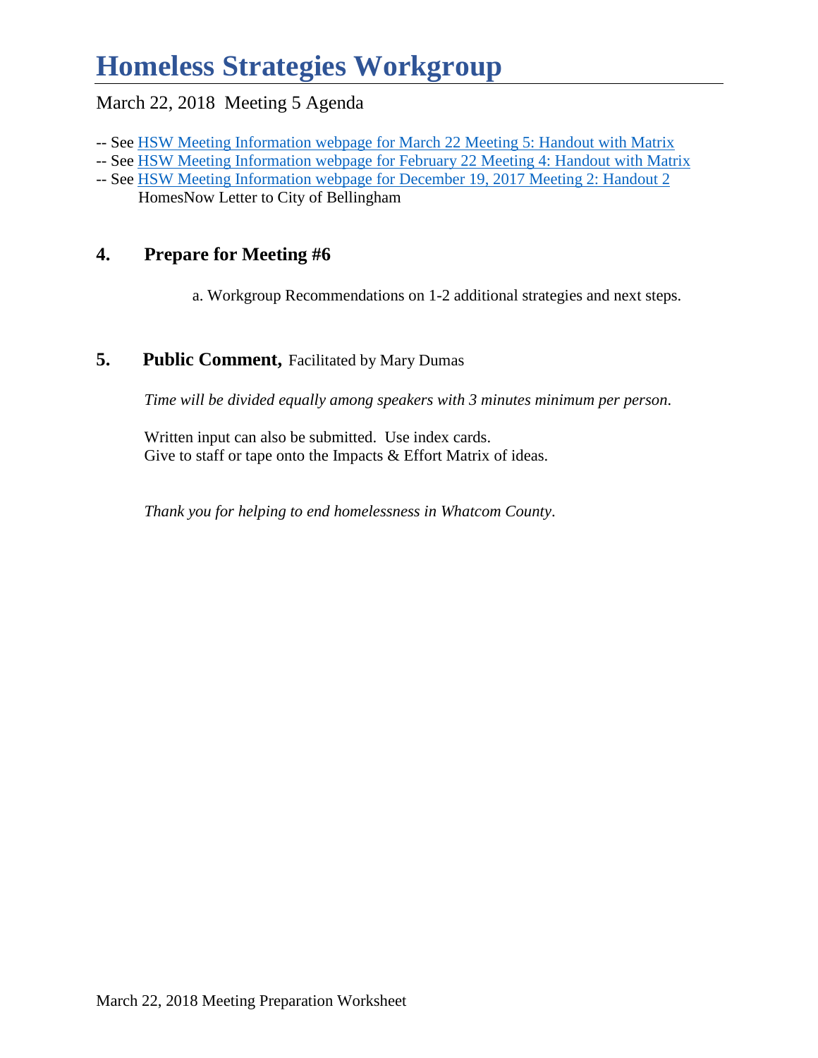# Homeless Strategies Workgroup

March 22, 2018 Meeting 5 Agenda

-- See HSW Meeting Information webpage for March 22 Meeting 5: Handout with Matrix
-- See HSW Meeting Information webpage for February 22 Meeting 4: Handout with Matrix
-- See HSW Meeting Information webpage for December 19, 2017 Meeting 2: Handout 2
HomesNow Letter to City of Bellingham

## 4. Prepare for Meeting #6

a. Workgroup Recommendations on 1-2 additional strategies and next steps.

## 5. Public Comment, Facilitated by Mary Dumas

*Time will be divided equally among speakers with 3 minutes minimum per person.*

Written input can also be submitted. Use index cards.
Give to staff or tape onto the Impacts & Effort Matrix of ideas.

*Thank you for helping to end homelessness in Whatcom County.*

March 22, 2018 Meeting Preparation Worksheet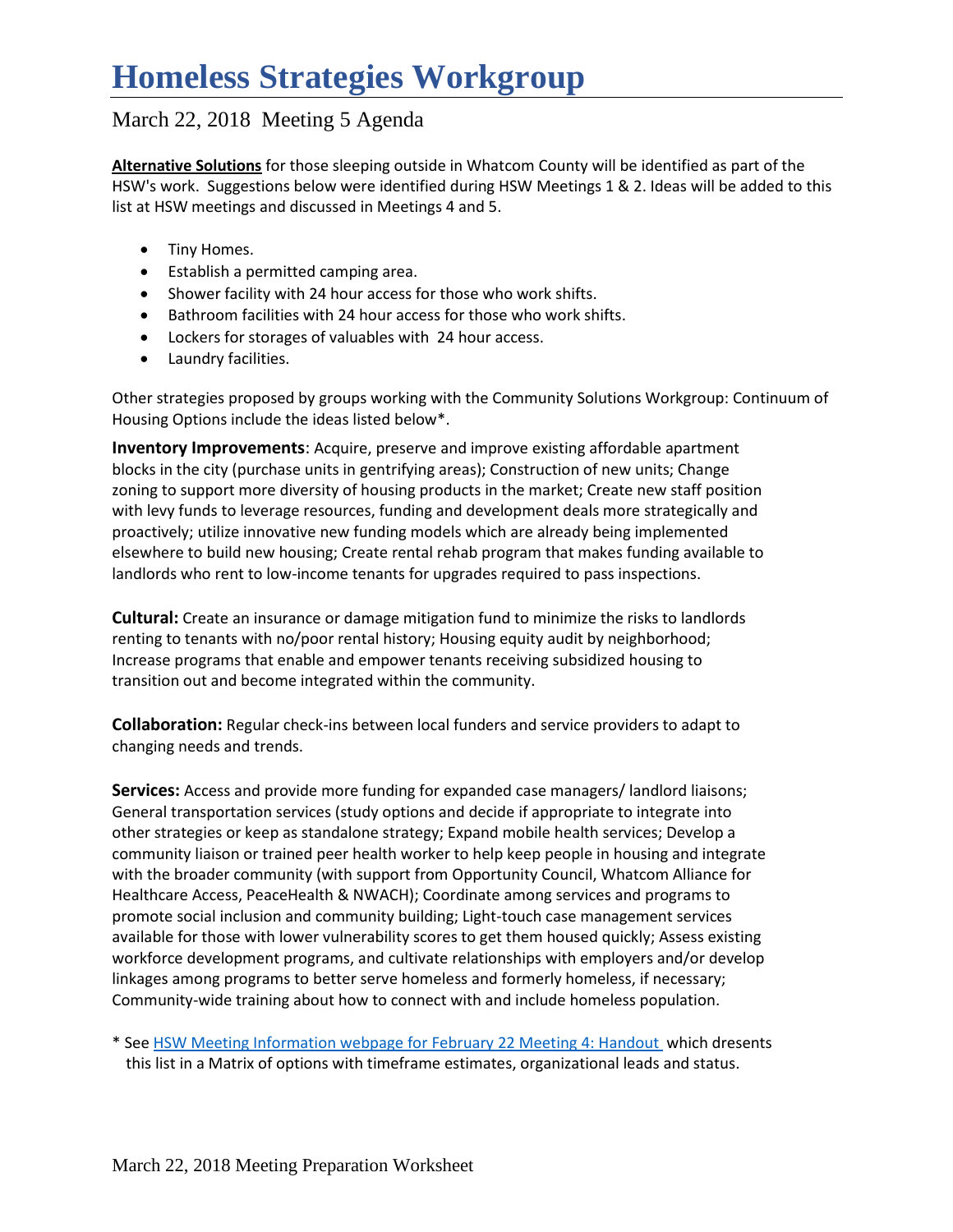# Homeless Strategies Workgroup

## March 22, 2018 Meeting 5 Agenda

**Alternative Solutions** for those sleeping outside in Whatcom County will be identified as part of the HSW's work. Suggestions below were identified during HSW Meetings 1 & 2. Ideas will be added to this list at HSW meetings and discussed in Meetings 4 and 5.

- Tiny Homes.
- Establish a permitted camping area.
- Shower facility with 24 hour access for those who work shifts.
- Bathroom facilities with 24 hour access for those who work shifts.
- Lockers for storages of valuables with 24 hour access.
- Laundry facilities.

Other strategies proposed by groups working with the Community Solutions Workgroup: Continuum of Housing Options include the ideas listed below*.

**Inventory Improvements**: Acquire, preserve and improve existing affordable apartment blocks in the city (purchase units in gentrifying areas); Construction of new units; Change zoning to support more diversity of housing products in the market; Create new staff position with levy funds to leverage resources, funding and development deals more strategically and proactively; utilize innovative new funding models which are already being implemented elsewhere to build new housing; Create rental rehab program that makes funding available to landlords who rent to low-income tenants for upgrades required to pass inspections.

**Cultural:** Create an insurance or damage mitigation fund to minimize the risks to landlords renting to tenants with no/poor rental history; Housing equity audit by neighborhood; Increase programs that enable and empower tenants receiving subsidized housing to transition out and become integrated within the community.

**Collaboration:** Regular check-ins between local funders and service providers to adapt to changing needs and trends.

**Services:** Access and provide more funding for expanded case managers/ landlord liaisons; General transportation services (study options and decide if appropriate to integrate into other strategies or keep as standalone strategy; Expand mobile health services; Develop a community liaison or trained peer health worker to help keep people in housing and integrate with the broader community (with support from Opportunity Council, Whatcom Alliance for Healthcare Access, PeaceHealth & NWACH); Coordinate among services and programs to promote social inclusion and community building; Light-touch case management services available for those with lower vulnerability scores to get them housed quickly; Assess existing workforce development programs, and cultivate relationships with employers and/or develop linkages among programs to better serve homeless and formerly homeless, if necessary; Community-wide training about how to connect with and include homeless population.

* See HSW Meeting Information webpage for February 22 Meeting 4: Handout which dresents this list in a Matrix of options with timeframe estimates, organizational leads and status.

March 22, 2018 Meeting Preparation Worksheet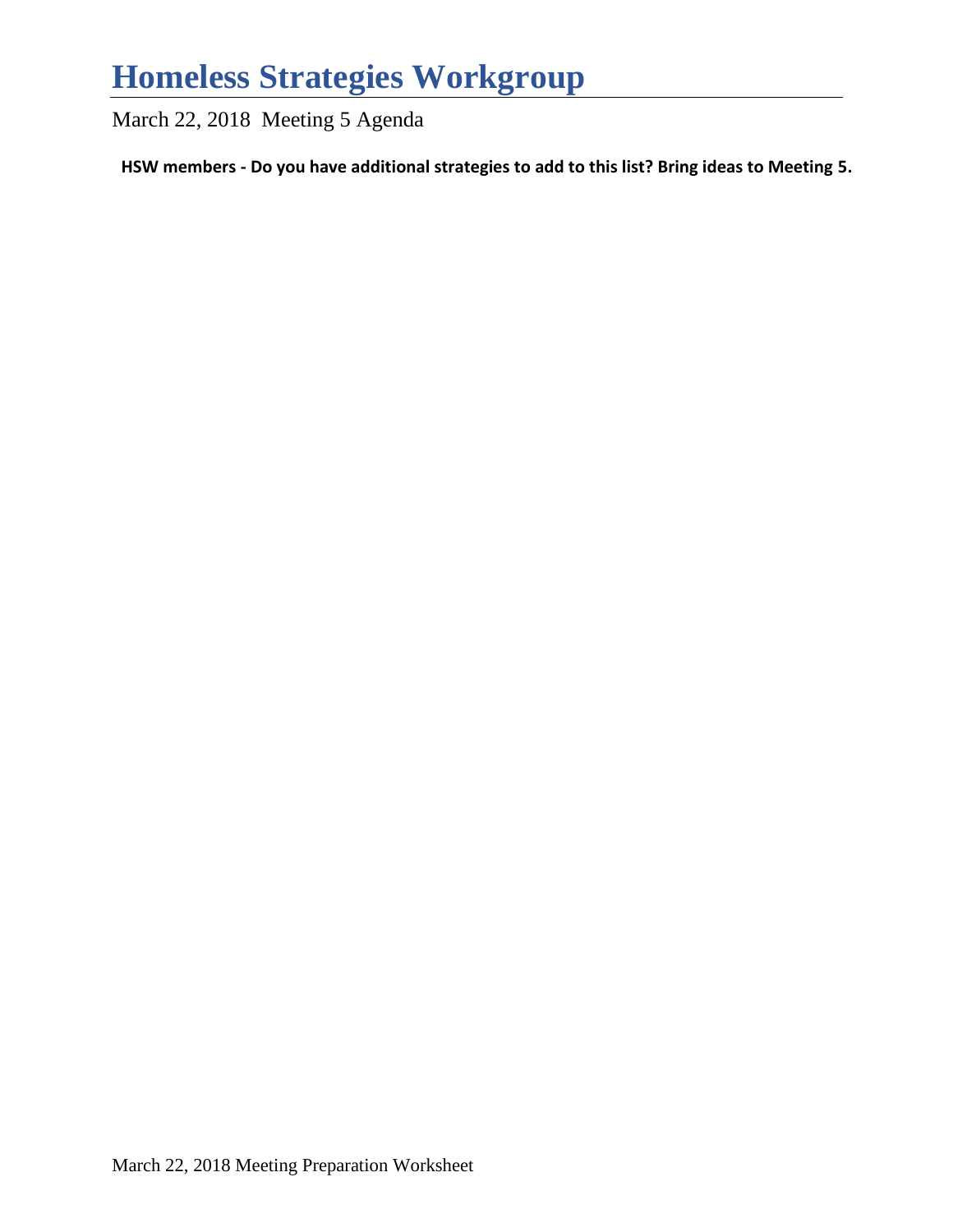# Homeless Strategies Workgroup

March 22, 2018 Meeting 5 Agenda

**HSW members - Do you have additional strategies to add to this list? Bring ideas to Meeting 5.**